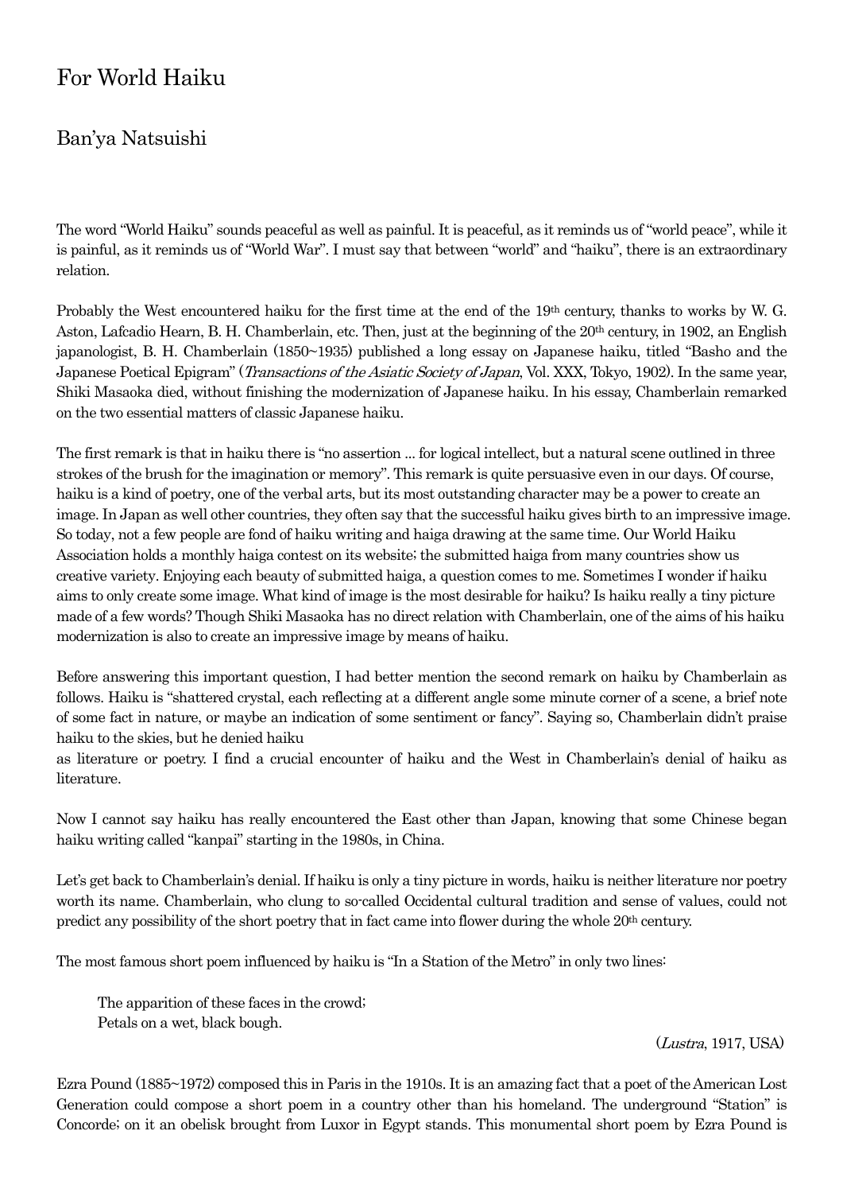# For World Haiku

## Ban'ya Natsuishi

The word "World Haiku" sounds peaceful as well as painful. It is peaceful, as it reminds us of "world peace", while it is painful, as it reminds us of "World War". I must say that between "world" and "haiku", there is an extraordinary relation.

Probably the West encountered haiku for the first time at the end of the 19th century, thanks to works by W. G. Aston, Lafcadio Hearn, B. H. Chamberlain, etc. Then, just at the beginning of the 20th century, in 1902, an English japanologist, B. H. Chamberlain (1850~1935) published a long essay on Japanese haiku, titled "Basho and the Japanese Poetical Epigram" (*Transactions of the Asiatic Society of Japan*, Vol. XXX, Tokyo, 1902). In the same year, Shiki Masaoka died, without finishing the modernization of Japanese haiku. In his essay, Chamberlain remarked on the two essential matters of classic Japanese haiku.

The first remark is that in haiku there is "no assertion ... for logical intellect, but a natural scene outlined in three strokes of the brush for the imagination or memory". This remark is quite persuasive even in our days. Of course, haiku is a kind of poetry, one of the verbal arts, but its most outstanding character may be a power to create an image. In Japan as well other countries, they often say that the successful haiku gives birth to an impressive image. So today, not a few people are fond of haiku writing and haiga drawing at the same time. Our World Haiku Association holds a monthly haiga contest on its website; the submitted haiga from many countries show us creative variety. Enjoying each beauty of submitted haiga, a question comes to me. Sometimes I wonder if haiku aims to only create some image. What kind of image is the most desirable for haiku? Is haiku really a tiny picture made of a few words? Though Shiki Masaoka has no direct relation with Chamberlain, one of the aims of his haiku modernization is also to create an impressive image by means of haiku.

Before answering this important question, I had better mention the second remark on haiku by Chamberlain as follows. Haiku is "shattered crystal, each reflecting at a different angle some minute corner of a scene, a brief note of some fact in nature, or maybe an indication of some sentiment or fancy". Saying so, Chamberlain didn't praise haiku to the skies, but he denied haiku as literature or poetry. I find a crucial encounter of haiku and the West in Chamberlain's denial of haiku as literature.

Now I cannot say haiku has really encountered the East other than Japan, knowing that some Chinese began haiku writing called "kanpai" starting in the 1980s, in China.

Let's get back to Chamberlain's denial. If haiku is only a tiny picture in words, haiku is neither literature nor poetry worth its name. Chamberlain, who clung to so-called Occidental cultural tradition and sense of values, could not predict any possibility of the short poetry that in fact came into flower during the whole 20th century.

The most famous short poem influenced by haiku is "In a Station of the Metro" in only two lines:

> The apparition of these faces in the crowd;
> Petals on a wet, black bough.
>
> (*Lustra*, 1917, USA)

Ezra Pound (1885~1972) composed this in Paris in the 1910s. It is an amazing fact that a poet of the American Lost Generation could compose a short poem in a country other than his homeland. The underground "Station" is Concorde; on it an obelisk brought from Luxor in Egypt stands. This monumental short poem by Ezra Pound is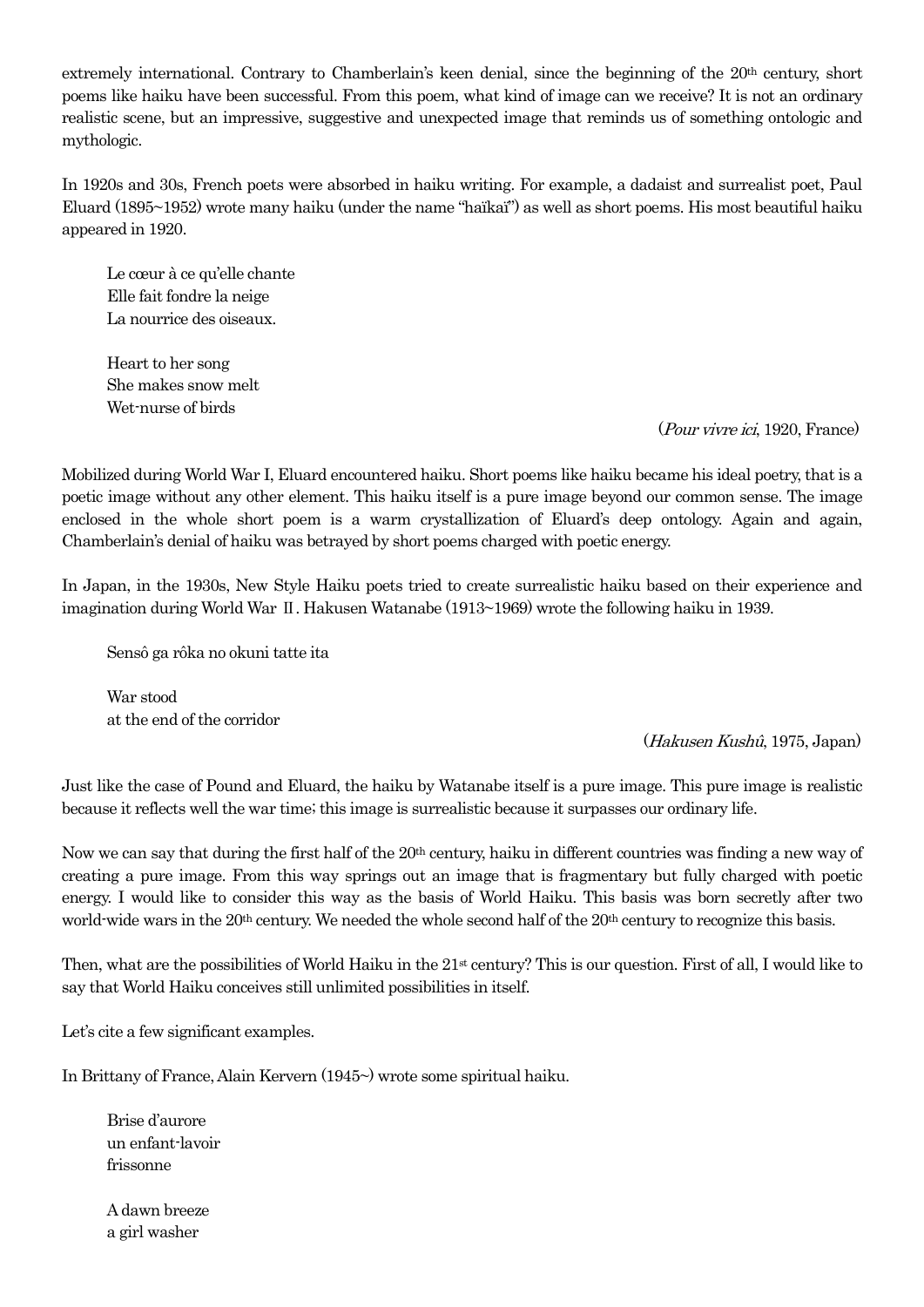extremely international. Contrary to Chamberlain's keen denial, since the beginning of the 20th century, short poems like haiku have been successful. From this poem, what kind of image can we receive? It is not an ordinary realistic scene, but an impressive, suggestive and unexpected image that reminds us of something ontologic and mythologic.

In 1920s and 30s, French poets were absorbed in haiku writing. For example, a dadaist and surrealist poet, Paul Eluard (1895~1952) wrote many haiku (under the name "haïkaï") as well as short poems. His most beautiful haiku appeared in 1920.

> Le cœur à ce qu'elle chante
> Elle fait fondre la neige
> La nourrice des oiseaux.
>
> Heart to her song
> She makes snow melt
> Wet-nurse of birds

(*Pour vivre ici*, 1920, France)

Mobilized during World War I, Eluard encountered haiku. Short poems like haiku became his ideal poetry, that is a poetic image without any other element. This haiku itself is a pure image beyond our common sense. The image enclosed in the whole short poem is a warm crystallization of Eluard's deep ontology. Again and again, Chamberlain's denial of haiku was betrayed by short poems charged with poetic energy.

In Japan, in the 1930s, New Style Haiku poets tried to create surrealistic haiku based on their experience and imagination during World War Ⅱ. Hakusen Watanabe (1913~1969) wrote the following haiku in 1939.

> Sensô ga rôka no okuni tatte ita
>
> War stood
> at the end of the corridor

(*Hakusen Kushû*, 1975, Japan)

Just like the case of Pound and Eluard, the haiku by Watanabe itself is a pure image. This pure image is realistic because it reflects well the war time; this image is surrealistic because it surpasses our ordinary life.

Now we can say that during the first half of the 20th century, haiku in different countries was finding a new way of creating a pure image. From this way springs out an image that is fragmentary but fully charged with poetic energy. I would like to consider this way as the basis of World Haiku. This basis was born secretly after two world-wide wars in the 20th century. We needed the whole second half of the 20th century to recognize this basis.

Then, what are the possibilities of World Haiku in the 21st century? This is our question. First of all, I would like to say that World Haiku conceives still unlimited possibilities in itself.

Let's cite a few significant examples.

In Brittany of France, Alain Kervern (1945~) wrote some spiritual haiku.

> Brise d'aurore
> un enfant-lavoir
> frissonne
>
> A dawn breeze
> a girl washer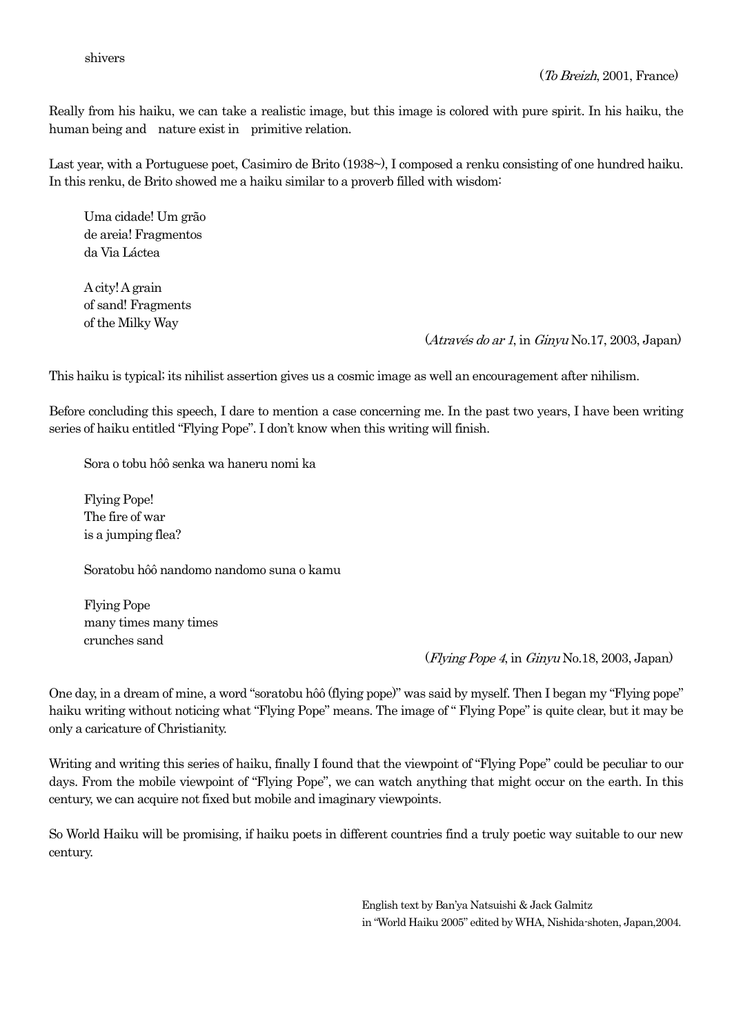shivers

(*To Breizh*, 2001, France)

Really from his haiku, we can take a realistic image, but this image is colored with pure spirit. In his haiku, the human being and nature exist in primitive relation.

Last year, with a Portuguese poet, Casimiro de Brito (1938~), I composed a renku consisting of one hundred haiku. In this renku, de Brito showed me a haiku similar to a proverb filled with wisdom:

Uma cidade! Um grão  
de areia! Fragmentos  
da Via Láctea

A city! A grain  
of sand! Fragments  
of the Milky Way

(*Através do ar 1*, in *Ginyu* No.17, 2003, Japan)

This haiku is typical; its nihilist assertion gives us a cosmic image as well an encouragement after nihilism.

Before concluding this speech, I dare to mention a case concerning me. In the past two years, I have been writing series of haiku entitled "Flying Pope". I don't know when this writing will finish.

Sora o tobu hôô senka wa haneru nomi ka

Flying Pope!  
The fire of war  
is a jumping flea?

Soratobu hôô nandomo nandomo suna o kamu

Flying Pope  
many times many times  
crunches sand

(*Flying Pope 4*, in *Ginyu* No.18, 2003, Japan)

One day, in a dream of mine, a word "soratobu hôô (flying pope)" was said by myself. Then I began my "Flying pope" haiku writing without noticing what "Flying Pope" means. The image of " Flying Pope" is quite clear, but it may be only a caricature of Christianity.

Writing and writing this series of haiku, finally I found that the viewpoint of "Flying Pope" could be peculiar to our days. From the mobile viewpoint of "Flying Pope", we can watch anything that might occur on the earth. In this century, we can acquire not fixed but mobile and imaginary viewpoints.

So World Haiku will be promising, if haiku poets in different countries find a truly poetic way suitable to our new century.

English text by Ban'ya Natsuishi & Jack Galmitz  
in "World Haiku 2005" edited by WHA, Nishida-shoten, Japan,2004.